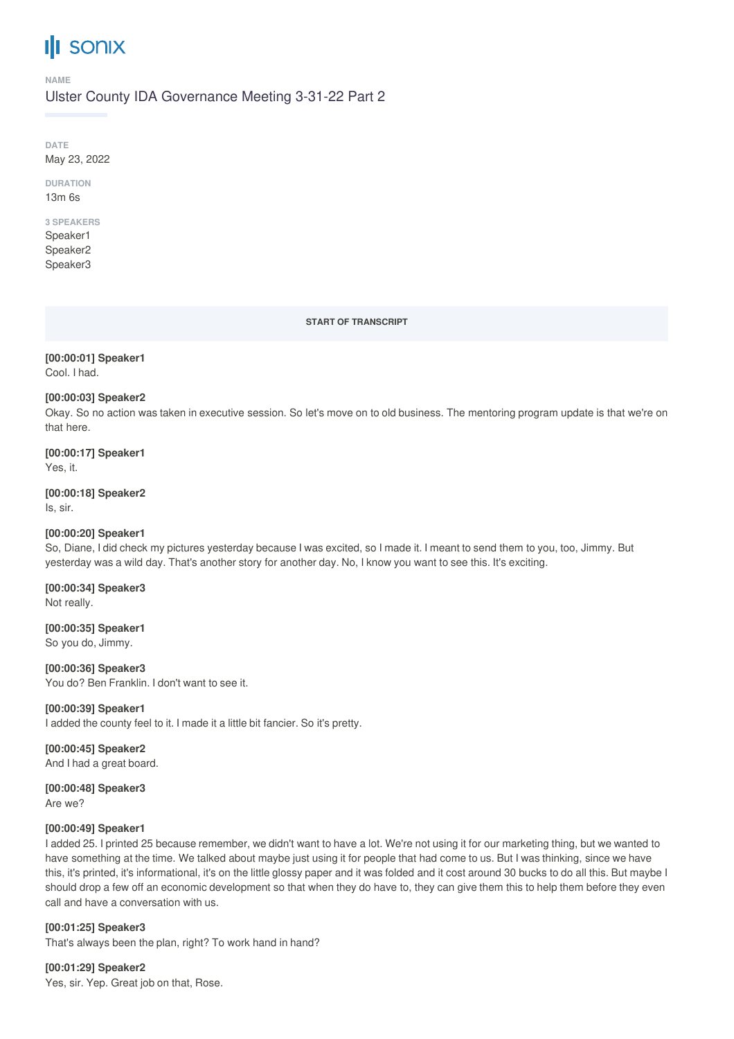# sonix

**NAME**

Ulster County IDA Governance Meeting 3-31-22 Part 2

**DATE**

May 23, 2022

**DURATION**

13m 6s

**3 SPEAKERS**

Speaker1
Speaker2
Speaker3

**START OF TRANSCRIPT**

**[00:00:01] Speaker1**
Cool. I had.

**[00:00:03] Speaker2**
Okay. So no action was taken in executive session. So let's move on to old business. The mentoring program update is that we're on that here.

**[00:00:17] Speaker1**
Yes, it.

**[00:00:18] Speaker2**
Is, sir.

**[00:00:20] Speaker1**
So, Diane, I did check my pictures yesterday because I was excited, so I made it. I meant to send them to you, too, Jimmy. But yesterday was a wild day. That's another story for another day. No, I know you want to see this. It's exciting.

**[00:00:34] Speaker3**
Not really.

**[00:00:35] Speaker1**
So you do, Jimmy.

**[00:00:36] Speaker3**
You do? Ben Franklin. I don't want to see it.

**[00:00:39] Speaker1**
I added the county feel to it. I made it a little bit fancier. So it's pretty.

**[00:00:45] Speaker2**
And I had a great board.

**[00:00:48] Speaker3**
Are we?

**[00:00:49] Speaker1**
I added 25. I printed 25 because remember, we didn't want to have a lot. We're not using it for our marketing thing, but we wanted to have something at the time. We talked about maybe just using it for people that had come to us. But I was thinking, since we have this, it's printed, it's informational, it's on the little glossy paper and it was folded and it cost around 30 bucks to do all this. But maybe I should drop a few off an economic development so that when they do have to, they can give them this to help them before they even call and have a conversation with us.

**[00:01:25] Speaker3**
That's always been the plan, right? To work hand in hand?

**[00:01:29] Speaker2**
Yes, sir. Yep. Great job on that, Rose.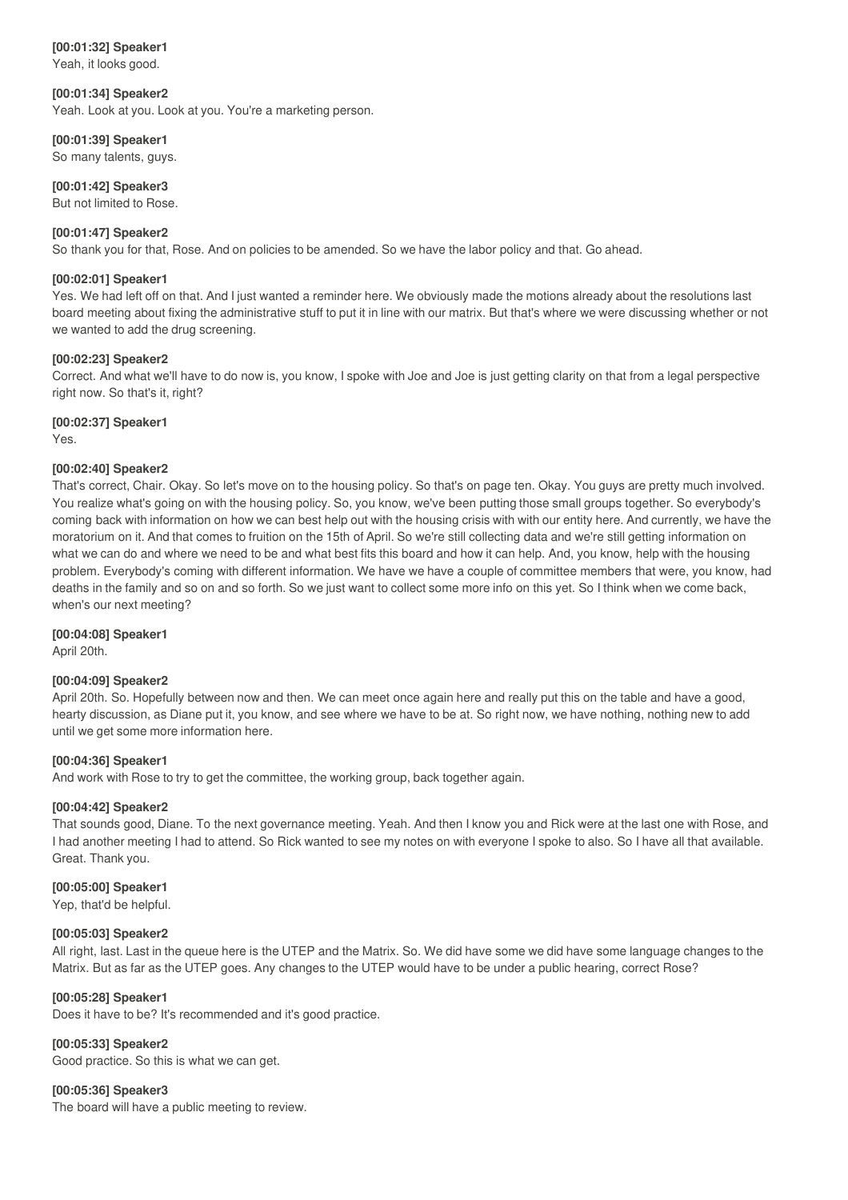**[00:01:32] Speaker1**
Yeah, it looks good.

**[00:01:34] Speaker2**
Yeah. Look at you. Look at you. You're a marketing person.

**[00:01:39] Speaker1**
So many talents, guys.

**[00:01:42] Speaker3**
But not limited to Rose.

**[00:01:47] Speaker2**
So thank you for that, Rose. And on policies to be amended. So we have the labor policy and that. Go ahead.

**[00:02:01] Speaker1**
Yes. We had left off on that. And I just wanted a reminder here. We obviously made the motions already about the resolutions last board meeting about fixing the administrative stuff to put it in line with our matrix. But that's where we were discussing whether or not we wanted to add the drug screening.

**[00:02:23] Speaker2**
Correct. And what we'll have to do now is, you know, I spoke with Joe and Joe is just getting clarity on that from a legal perspective right now. So that's it, right?

**[00:02:37] Speaker1**
Yes.

**[00:02:40] Speaker2**
That's correct, Chair. Okay. So let's move on to the housing policy. So that's on page ten. Okay. You guys are pretty much involved. You realize what's going on with the housing policy. So, you know, we've been putting those small groups together. So everybody's coming back with information on how we can best help out with the housing crisis with with our entity here. And currently, we have the moratorium on it. And that comes to fruition on the 15th of April. So we're still collecting data and we're still getting information on what we can do and where we need to be and what best fits this board and how it can help. And, you know, help with the housing problem. Everybody's coming with different information. We have we have a couple of committee members that were, you know, had deaths in the family and so on and so forth. So we just want to collect some more info on this yet. So I think when we come back, when's our next meeting?

**[00:04:08] Speaker1**
April 20th.

**[00:04:09] Speaker2**
April 20th. So. Hopefully between now and then. We can meet once again here and really put this on the table and have a good, hearty discussion, as Diane put it, you know, and see where we have to be at. So right now, we have nothing, nothing new to add until we get some more information here.

**[00:04:36] Speaker1**
And work with Rose to try to get the committee, the working group, back together again.

**[00:04:42] Speaker2**
That sounds good, Diane. To the next governance meeting. Yeah. And then I know you and Rick were at the last one with Rose, and I had another meeting I had to attend. So Rick wanted to see my notes on with everyone I spoke to also. So I have all that available. Great. Thank you.

**[00:05:00] Speaker1**
Yep, that'd be helpful.

**[00:05:03] Speaker2**
All right, last. Last in the queue here is the UTEP and the Matrix. So. We did have some we did have some language changes to the Matrix. But as far as the UTEP goes. Any changes to the UTEP would have to be under a public hearing, correct Rose?

**[00:05:28] Speaker1**
Does it have to be? It's recommended and it's good practice.

**[00:05:33] Speaker2**
Good practice. So this is what we can get.

**[00:05:36] Speaker3**
The board will have a public meeting to review.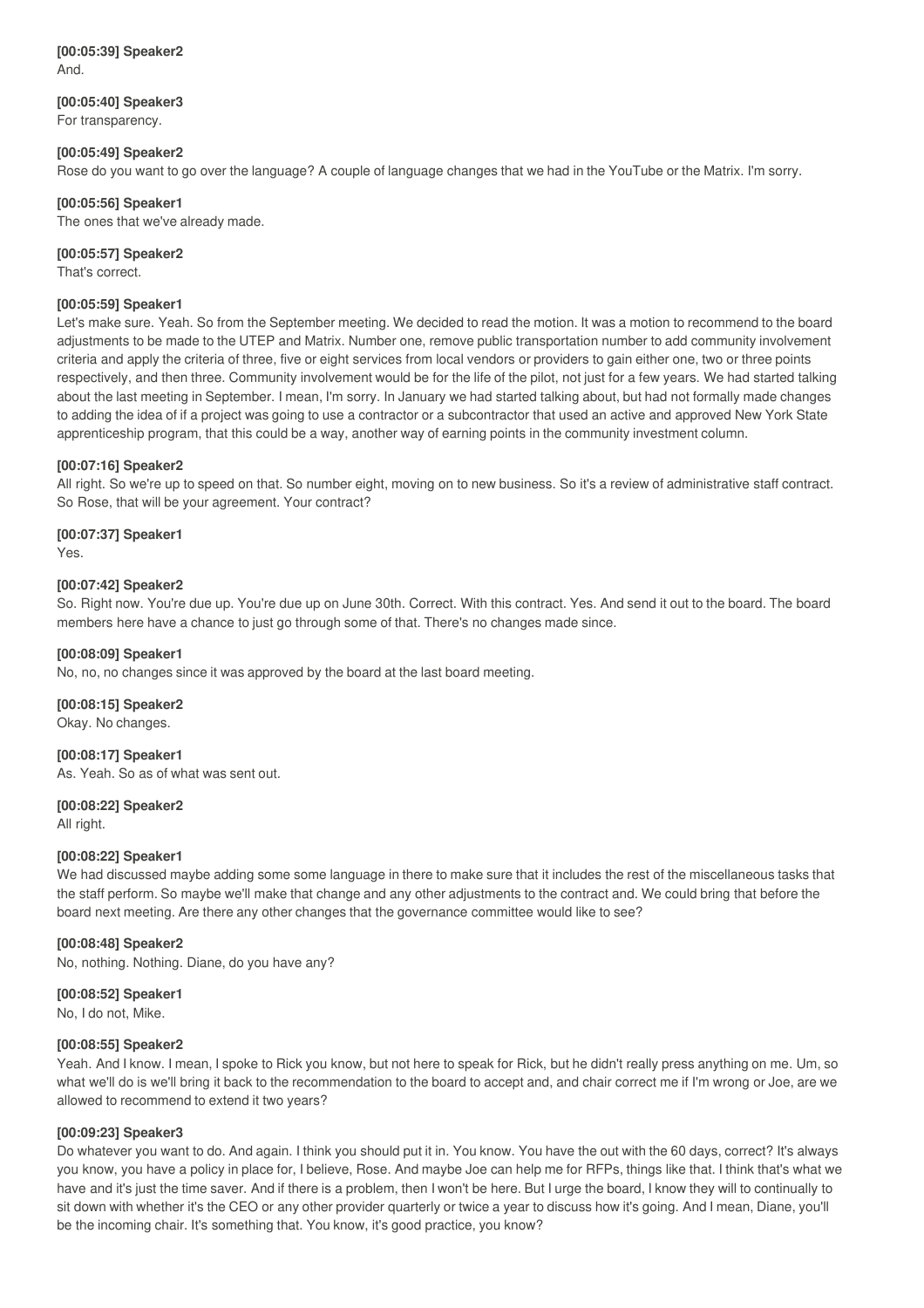**[00:05:39] Speaker2**
And.

**[00:05:40] Speaker3**
For transparency.

**[00:05:49] Speaker2**
Rose do you want to go over the language? A couple of language changes that we had in the YouTube or the Matrix. I'm sorry.

**[00:05:56] Speaker1**
The ones that we've already made.

**[00:05:57] Speaker2**
That's correct.

**[00:05:59] Speaker1**
Let's make sure. Yeah. So from the September meeting. We decided to read the motion. It was a motion to recommend to the board adjustments to be made to the UTEP and Matrix. Number one, remove public transportation number to add community involvement criteria and apply the criteria of three, five or eight services from local vendors or providers to gain either one, two or three points respectively, and then three. Community involvement would be for the life of the pilot, not just for a few years. We had started talking about the last meeting in September. I mean, I'm sorry. In January we had started talking about, but had not formally made changes to adding the idea of if a project was going to use a contractor or a subcontractor that used an active and approved New York State apprenticeship program, that this could be a way, another way of earning points in the community investment column.

**[00:07:16] Speaker2**
All right. So we're up to speed on that. So number eight, moving on to new business. So it's a review of administrative staff contract. So Rose, that will be your agreement. Your contract?

**[00:07:37] Speaker1**
Yes.

**[00:07:42] Speaker2**
So. Right now. You're due up. You're due up on June 30th. Correct. With this contract. Yes. And send it out to the board. The board members here have a chance to just go through some of that. There's no changes made since.

**[00:08:09] Speaker1**
No, no, no changes since it was approved by the board at the last board meeting.

**[00:08:15] Speaker2**
Okay. No changes.

**[00:08:17] Speaker1**
As. Yeah. So as of what was sent out.

**[00:08:22] Speaker2**
All right.

**[00:08:22] Speaker1**
We had discussed maybe adding some some language in there to make sure that it includes the rest of the miscellaneous tasks that the staff perform. So maybe we'll make that change and any other adjustments to the contract and. We could bring that before the board next meeting. Are there any other changes that the governance committee would like to see?

**[00:08:48] Speaker2**
No, nothing. Nothing. Diane, do you have any?

**[00:08:52] Speaker1**
No, I do not, Mike.

**[00:08:55] Speaker2**
Yeah. And I know. I mean, I spoke to Rick you know, but not here to speak for Rick, but he didn't really press anything on me. Um, so what we'll do is we'll bring it back to the recommendation to the board to accept and, and chair correct me if I'm wrong or Joe, are we allowed to recommend to extend it two years?

**[00:09:23] Speaker3**
Do whatever you want to do. And again. I think you should put it in. You know. You have the out with the 60 days, correct? It's always you know, you have a policy in place for, I believe, Rose. And maybe Joe can help me for RFPs, things like that. I think that's what we have and it's just the time saver. And if there is a problem, then I won't be here. But I urge the board, I know they will to continually to sit down with whether it's the CEO or any other provider quarterly or twice a year to discuss how it's going. And I mean, Diane, you'll be the incoming chair. It's something that. You know, it's good practice, you know?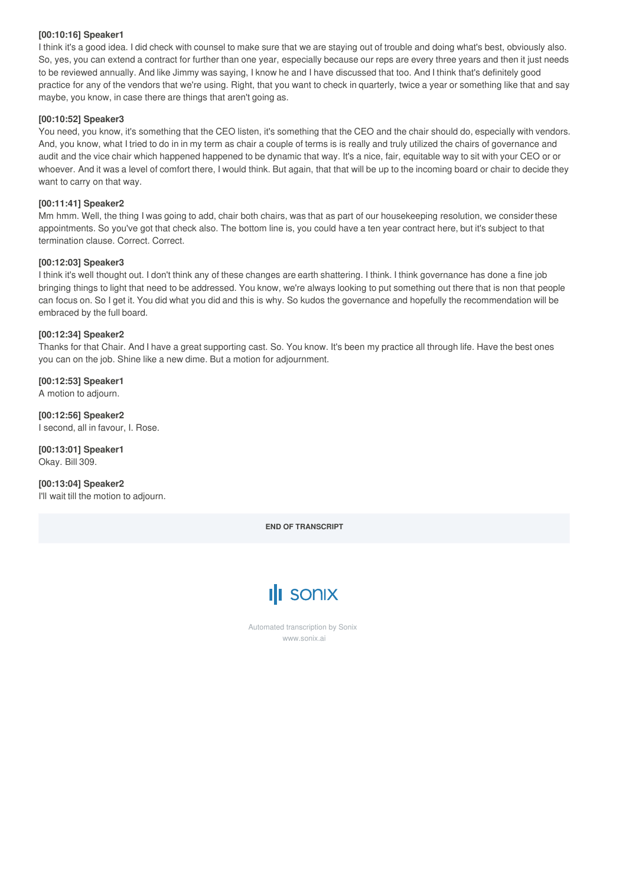**[00:10:16] Speaker1**
I think it's a good idea. I did check with counsel to make sure that we are staying out of trouble and doing what's best, obviously also. So, yes, you can extend a contract for further than one year, especially because our reps are every three years and then it just needs to be reviewed annually. And like Jimmy was saying, I know he and I have discussed that too. And I think that's definitely good practice for any of the vendors that we're using. Right, that you want to check in quarterly, twice a year or something like that and say maybe, you know, in case there are things that aren't going as.

**[00:10:52] Speaker3**
You need, you know, it's something that the CEO listen, it's something that the CEO and the chair should do, especially with vendors. And, you know, what I tried to do in in my term as chair a couple of terms is is really and truly utilized the chairs of governance and audit and the vice chair which happened happened to be dynamic that way. It's a nice, fair, equitable way to sit with your CEO or or whoever. And it was a level of comfort there, I would think. But again, that that will be up to the incoming board or chair to decide they want to carry on that way.

**[00:11:41] Speaker2**
Mm hmm. Well, the thing I was going to add, chair both chairs, was that as part of our housekeeping resolution, we consider these appointments. So you've got that check also. The bottom line is, you could have a ten year contract here, but it's subject to that termination clause. Correct. Correct.

**[00:12:03] Speaker3**
I think it's well thought out. I don't think any of these changes are earth shattering. I think. I think governance has done a fine job bringing things to light that need to be addressed. You know, we're always looking to put something out there that is non that people can focus on. So I get it. You did what you did and this is why. So kudos the governance and hopefully the recommendation will be embraced by the full board.

**[00:12:34] Speaker2**
Thanks for that Chair. And I have a great supporting cast. So. You know. It's been my practice all through life. Have the best ones you can on the job. Shine like a new dime. But a motion for adjournment.

**[00:12:53] Speaker1**
A motion to adjourn.

**[00:12:56] Speaker2**
I second, all in favour, I. Rose.

**[00:13:01] Speaker1**
Okay. Bill 309.

**[00:13:04] Speaker2**
I'll wait till the motion to adjourn.

**END OF TRANSCRIPT**

Automated transcription by Sonix
www.sonix.ai